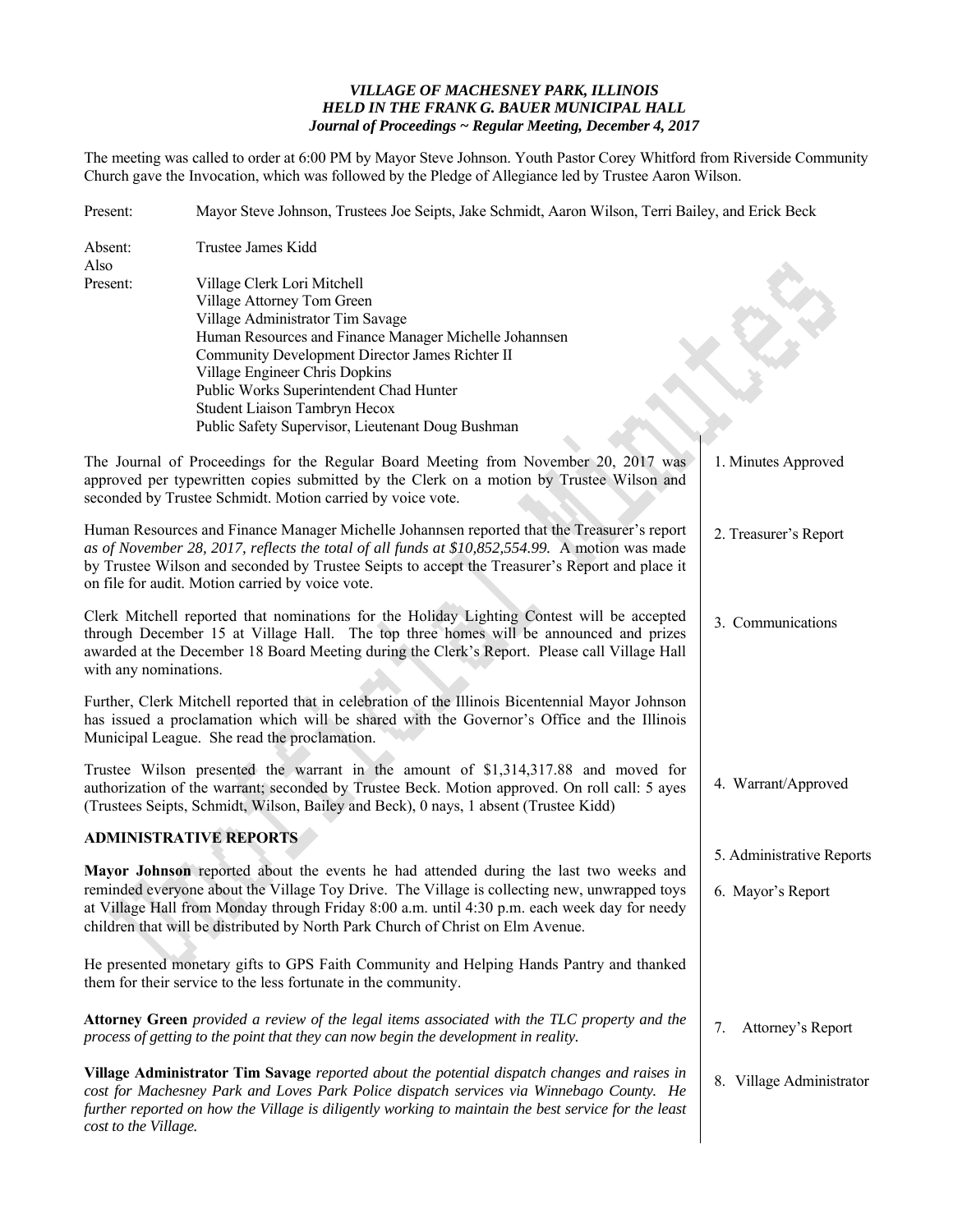***VILLAGE OF MACHESNEY PARK, ILLINOIS***
***HELD IN THE FRANK G. BAUER MUNICIPAL HALL***
***Journal of Proceedings ~ Regular Meeting, December 4, 2017***

The meeting was called to order at 6:00 PM by Mayor Steve Johnson. Youth Pastor Corey Whitford from Riverside Community Church gave the Invocation, which was followed by the Pledge of Allegiance led by Trustee Aaron Wilson.

Present: Mayor Steve Johnson, Trustees Joe Seipts, Jake Schmidt, Aaron Wilson, Terri Bailey, and Erick Beck

Absent: Trustee James Kidd

Also Present:
Village Clerk Lori Mitchell
Village Attorney Tom Green
Village Administrator Tim Savage
Human Resources and Finance Manager Michelle Johannsen
Community Development Director James Richter II
Village Engineer Chris Dopkins
Public Works Superintendent Chad Hunter
Student Liaison Tambryn Hecox
Public Safety Supervisor, Lieutenant Doug Bushman

1. Minutes Approved

The Journal of Proceedings for the Regular Board Meeting from November 20, 2017 was approved per typewritten copies submitted by the Clerk on a motion by Trustee Wilson and seconded by Trustee Schmidt. Motion carried by voice vote.

2. Treasurer's Report

Human Resources and Finance Manager Michelle Johannsen reported that the Treasurer's report *as of November 28, 2017, reflects the total of all funds at $10,852,554.99.* A motion was made by Trustee Wilson and seconded by Trustee Seipts to accept the Treasurer's Report and place it on file for audit. Motion carried by voice vote.

3. Communications

Clerk Mitchell reported that nominations for the Holiday Lighting Contest will be accepted through December 15 at Village Hall. The top three homes will be announced and prizes awarded at the December 18 Board Meeting during the Clerk's Report. Please call Village Hall with any nominations.

Further, Clerk Mitchell reported that in celebration of the Illinois Bicentennial Mayor Johnson has issued a proclamation which will be shared with the Governor's Office and the Illinois Municipal League. She read the proclamation.

4. Warrant/Approved

Trustee Wilson presented the warrant in the amount of $1,314,317.88 and moved for authorization of the warrant; seconded by Trustee Beck. Motion approved. On roll call: 5 ayes (Trustees Seipts, Schmidt, Wilson, Bailey and Beck), 0 nays, 1 absent (Trustee Kidd)

## ADMINISTRATIVE REPORTS

5. Administrative Reports

6. Mayor's Report

**Mayor Johnson** reported about the events he had attended during the last two weeks and reminded everyone about the Village Toy Drive. The Village is collecting new, unwrapped toys at Village Hall from Monday through Friday 8:00 a.m. until 4:30 p.m. each week day for needy children that will be distributed by North Park Church of Christ on Elm Avenue.

He presented monetary gifts to GPS Faith Community and Helping Hands Pantry and thanked them for their service to the less fortunate in the community.

7. Attorney's Report

**Attorney Green** *provided a review of the legal items associated with the TLC property and the process of getting to the point that they can now begin the development in reality.*

8. Village Administrator

**Village Administrator Tim Savage** *reported about the potential dispatch changes and raises in cost for Machesney Park and Loves Park Police dispatch services via Winnebago County. He further reported on how the Village is diligently working to maintain the best service for the least cost to the Village.*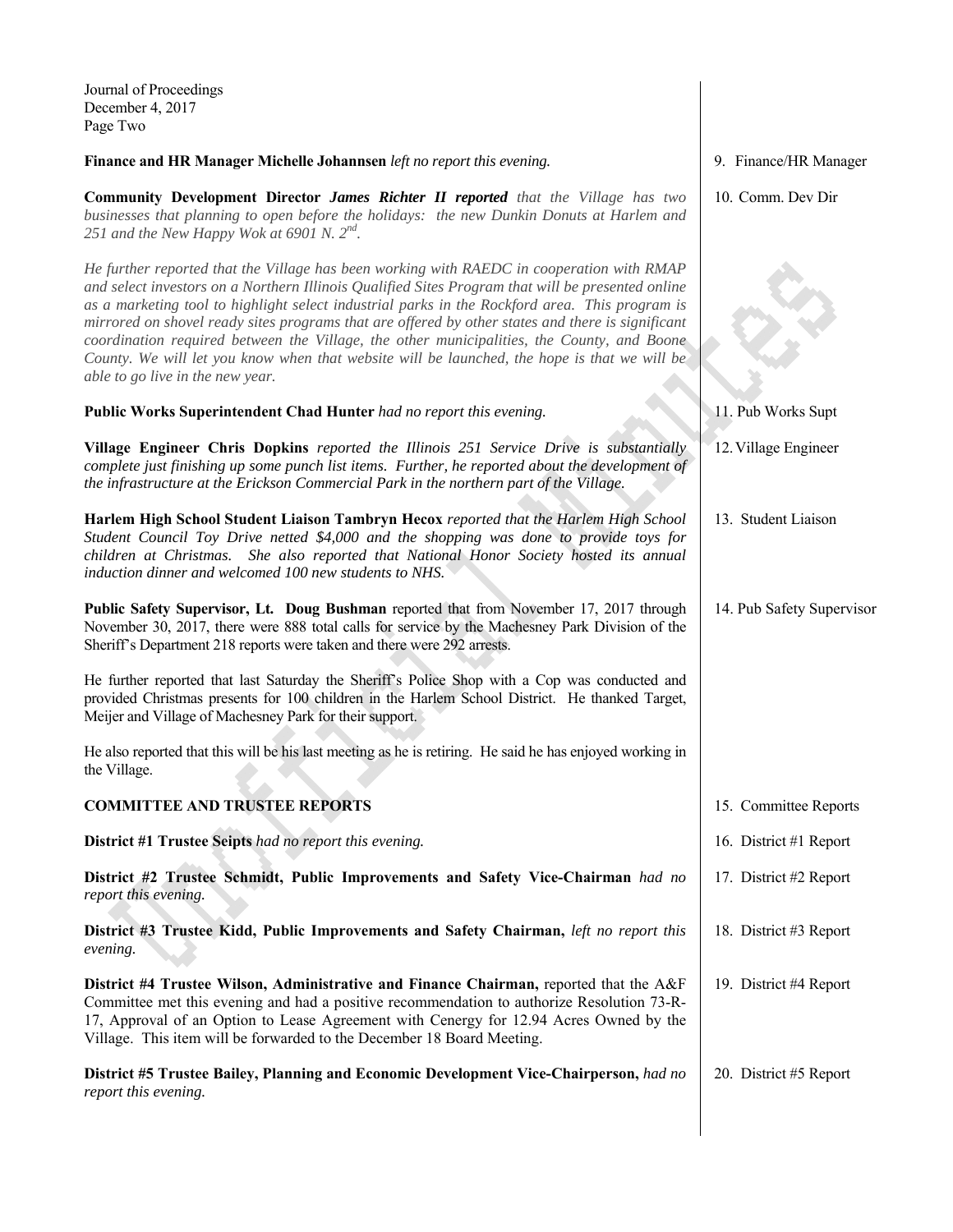**Finance and HR Manager Michelle Johannsen** *left no report this evening.* — 9. Finance/HR Manager

**Community Development Director** ***James Richter II reported*** *that the Village has two businesses that planning to open before the holidays: the new Dunkin Donuts at Harlem and 251 and the New Happy Wok at 6901 N. 2nd.* — 10. Comm. Dev Dir

*He further reported that the Village has been working with RAEDC in cooperation with RMAP and select investors on a Northern Illinois Qualified Sites Program that will be presented online as a marketing tool to highlight select industrial parks in the Rockford area. This program is mirrored on shovel ready sites programs that are offered by other states and there is significant coordination required between the Village, the other municipalities, the County, and Boone County. We will let you know when that website will be launched, the hope is that we will be able to go live in the new year.*

**Public Works Superintendent Chad Hunter** *had no report this evening.* — 11. Pub Works Supt

**Village Engineer Chris Dopkins** *reported the Illinois 251 Service Drive is substantially complete just finishing up some punch list items. Further, he reported about the development of the infrastructure at the Erickson Commercial Park in the northern part of the Village.* — 12. Village Engineer

**Harlem High School Student Liaison Tambryn Hecox** *reported that the Harlem High School Student Council Toy Drive netted $4,000 and the shopping was done to provide toys for children at Christmas. She also reported that National Honor Society hosted its annual induction dinner and welcomed 100 new students to NHS.* — 13. Student Liaison

**Public Safety Supervisor, Lt. Doug Bushman** reported that from November 17, 2017 through November 30, 2017, there were 888 total calls for service by the Machesney Park Division of the Sheriff's Department 218 reports were taken and there were 292 arrests. — 14. Pub Safety Supervisor

He further reported that last Saturday the Sheriff's Police Shop with a Cop was conducted and provided Christmas presents for 100 children in the Harlem School District. He thanked Target, Meijer and Village of Machesney Park for their support.

He also reported that this will be his last meeting as he is retiring. He said he has enjoyed working in the Village.

## COMMITTEE AND TRUSTEE REPORTS — 15. Committee Reports

**District #1 Trustee Seipts** *had no report this evening.* — 16. District #1 Report

**District #2 Trustee Schmidt, Public Improvements and Safety Vice-Chairman** *had no report this evening.* — 17. District #2 Report

**District #3 Trustee Kidd, Public Improvements and Safety Chairman,** *left no report this evening.* — 18. District #3 Report

**District #4 Trustee Wilson, Administrative and Finance Chairman,** reported that the A&F Committee met this evening and had a positive recommendation to authorize Resolution 73-R-17, Approval of an Option to Lease Agreement with Cenergy for 12.94 Acres Owned by the Village. This item will be forwarded to the December 18 Board Meeting. — 19. District #4 Report

**District #5 Trustee Bailey, Planning and Economic Development Vice-Chairperson,** *had no report this evening.* — 20. District #5 Report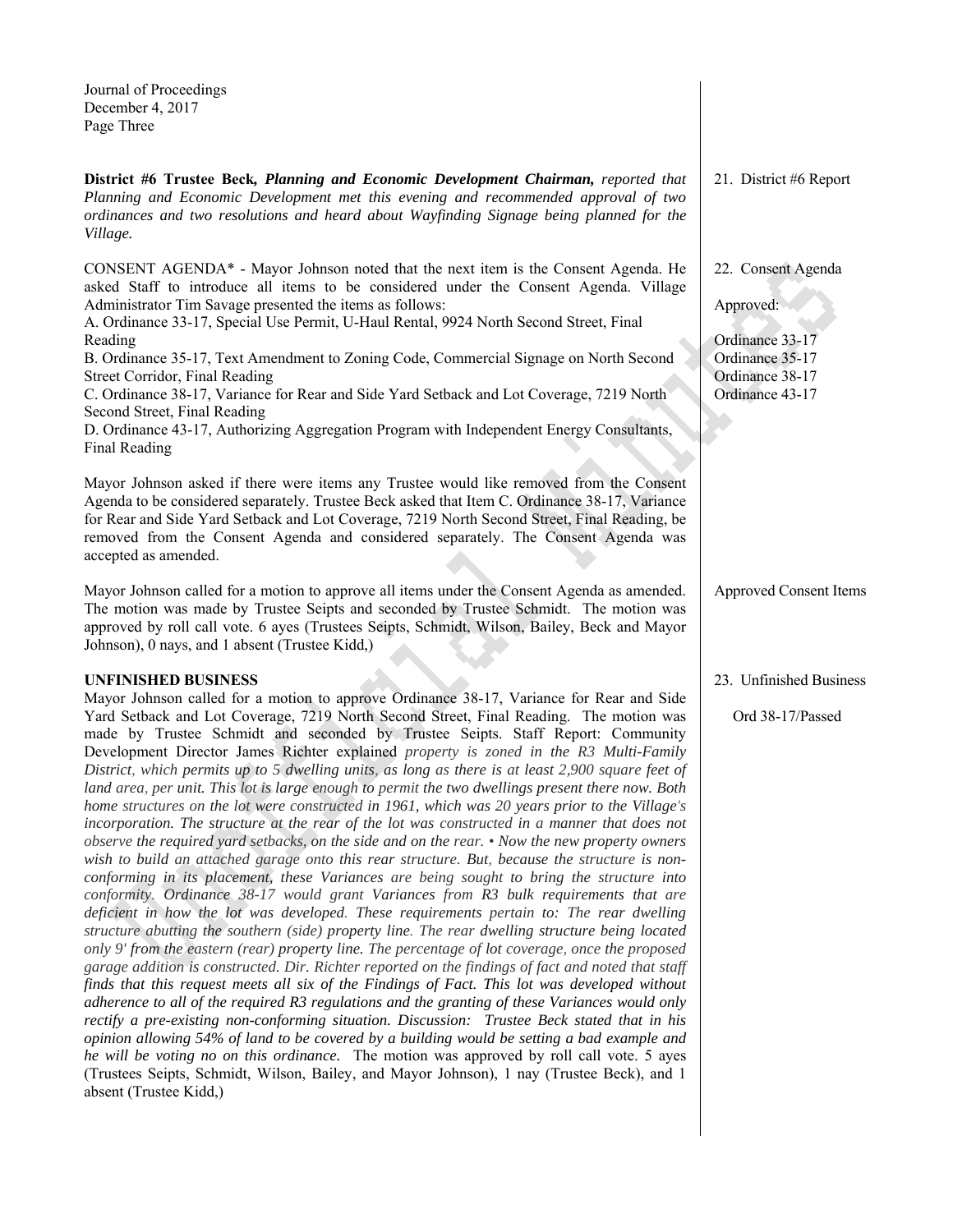**District #6 Trustee Beck,** ***Planning and Economic Development Chairman,*** *reported that Planning and Economic Development met this evening and recommended approval of two ordinances and two resolutions and heard about Wayfinding Signage being planned for the Village.*

21. District #6 Report

CONSENT AGENDA* - Mayor Johnson noted that the next item is the Consent Agenda. He asked Staff to introduce all items to be considered under the Consent Agenda. Village Administrator Tim Savage presented the items as follows:

A. Ordinance 33-17, Special Use Permit, U-Haul Rental, 9924 North Second Street, Final Reading

B. Ordinance 35-17, Text Amendment to Zoning Code, Commercial Signage on North Second Street Corridor, Final Reading

C. Ordinance 38-17, Variance for Rear and Side Yard Setback and Lot Coverage, 7219 North Second Street, Final Reading

D. Ordinance 43-17, Authorizing Aggregation Program with Independent Energy Consultants, Final Reading

22. Consent Agenda

Approved:

Ordinance 33-17
Ordinance 35-17
Ordinance 38-17
Ordinance 43-17

Mayor Johnson asked if there were items any Trustee would like removed from the Consent Agenda to be considered separately. Trustee Beck asked that Item C. Ordinance 38-17, Variance for Rear and Side Yard Setback and Lot Coverage, 7219 North Second Street, Final Reading, be removed from the Consent Agenda and considered separately. The Consent Agenda was accepted as amended.

Mayor Johnson called for a motion to approve all items under the Consent Agenda as amended. The motion was made by Trustee Seipts and seconded by Trustee Schmidt. The motion was approved by roll call vote. 6 ayes (Trustees Seipts, Schmidt, Wilson, Bailey, Beck and Mayor Johnson), 0 nays, and 1 absent (Trustee Kidd,)

Approved Consent Items

**UNFINISHED BUSINESS**

23. Unfinished Business

Ord 38-17/Passed

Mayor Johnson called for a motion to approve Ordinance 38-17, Variance for Rear and Side Yard Setback and Lot Coverage, 7219 North Second Street, Final Reading. The motion was made by Trustee Schmidt and seconded by Trustee Seipts. Staff Report: Community Development Director James Richter explained *property is zoned in the R3 Multi-Family District, which permits up to 5 dwelling units, as long as there is at least 2,900 square feet of land area, per unit. This lot is large enough to permit the two dwellings present there now. Both home structures on the lot were constructed in 1961, which was 20 years prior to the Village's incorporation. The structure at the rear of the lot was constructed in a manner that does not observe the required yard setbacks, on the side and on the rear. • Now the new property owners wish to build an attached garage onto this rear structure. But, because the structure is non-conforming in its placement, these Variances are being sought to bring the structure into conformity. Ordinance 38-17 would grant Variances from R3 bulk requirements that are deficient in how the lot was developed. These requirements pertain to: The rear dwelling structure abutting the southern (side) property line. The rear dwelling structure being located only 9' from the eastern (rear) property line. The percentage of lot coverage, once the proposed garage addition is constructed. Dir. Richter reported on the findings of fact and noted that staff finds that this request meets all six of the Findings of Fact. This lot was developed without adherence to all of the required R3 regulations and the granting of these Variances would only rectify a pre-existing non-conforming situation. Discussion: Trustee Beck stated that in his opinion allowing 54% of land to be covered by a building would be setting a bad example and he will be voting no on this ordinance.* The motion was approved by roll call vote. 5 ayes (Trustees Seipts, Schmidt, Wilson, Bailey, and Mayor Johnson), 1 nay (Trustee Beck), and 1 absent (Trustee Kidd,)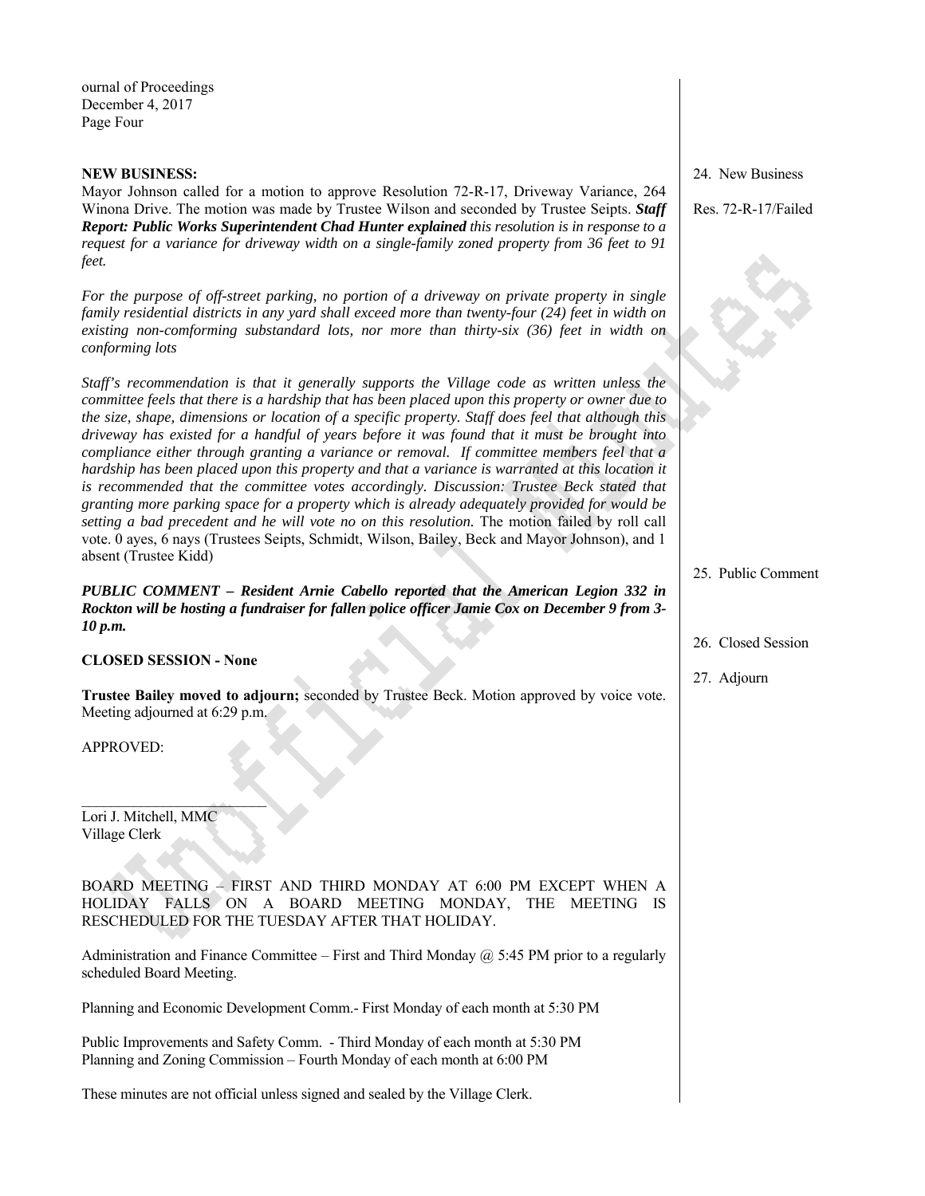**NEW BUSINESS:**

24. New Business

Mayor Johnson called for a motion to approve Resolution 72-R-17, Driveway Variance, 264 Winona Drive. The motion was made by Trustee Wilson and seconded by Trustee Seipts. ***Staff Report: Public Works Superintendent Chad Hunter explained*** *this resolution is in response to a request for a variance for driveway width on a single-family zoned property from 36 feet to 91 feet.*

Res. 72-R-17/Failed

*For the purpose of off-street parking, no portion of a driveway on private property in single family residential districts in any yard shall exceed more than twenty-four (24) feet in width on existing non-conforming substandard lots, nor more than thirty-six (36) feet in width on conforming lots*

*Staff's recommendation is that it generally supports the Village code as written unless the committee feels that there is a hardship that has been placed upon this property or owner due to the size, shape, dimensions or location of a specific property. Staff does feel that although this driveway has existed for a handful of years before it was found that it must be brought into compliance either through granting a variance or removal. If committee members feel that a hardship has been placed upon this property and that a variance is warranted at this location it is recommended that the committee votes accordingly. Discussion: Trustee Beck stated that granting more parking space for a property which is already adequately provided for would be setting a bad precedent and he will vote no on this resolution.* The motion failed by roll call vote. 0 ayes, 6 nays (Trustees Seipts, Schmidt, Wilson, Bailey, Beck and Mayor Johnson), and 1 absent (Trustee Kidd)

25. Public Comment

***PUBLIC COMMENT – Resident Arnie Cabello reported that the American Legion 332 in Rockton will be hosting a fundraiser for fallen police officer Jamie Cox on December 9 from 3-10 p.m.***

26. Closed Session

**CLOSED SESSION - None**

27. Adjourn

**Trustee Bailey moved to adjourn;** seconded by Trustee Beck. Motion approved by voice vote. Meeting adjourned at 6:29 p.m.

APPROVED:

\_\_\_\_\_\_\_\_\_\_\_\_\_\_\_\_\_\_\_\_\_\_\_\_\_\_

Lori J. Mitchell, MMC
Village Clerk

BOARD MEETING – FIRST AND THIRD MONDAY AT 6:00 PM EXCEPT WHEN A HOLIDAY FALLS ON A BOARD MEETING MONDAY, THE MEETING IS RESCHEDULED FOR THE TUESDAY AFTER THAT HOLIDAY.

Administration and Finance Committee – First and Third Monday @ 5:45 PM prior to a regularly scheduled Board Meeting.

Planning and Economic Development Comm.- First Monday of each month at 5:30 PM

Public Improvements and Safety Comm. - Third Monday of each month at 5:30 PM
Planning and Zoning Commission – Fourth Monday of each month at 6:00 PM

These minutes are not official unless signed and sealed by the Village Clerk.